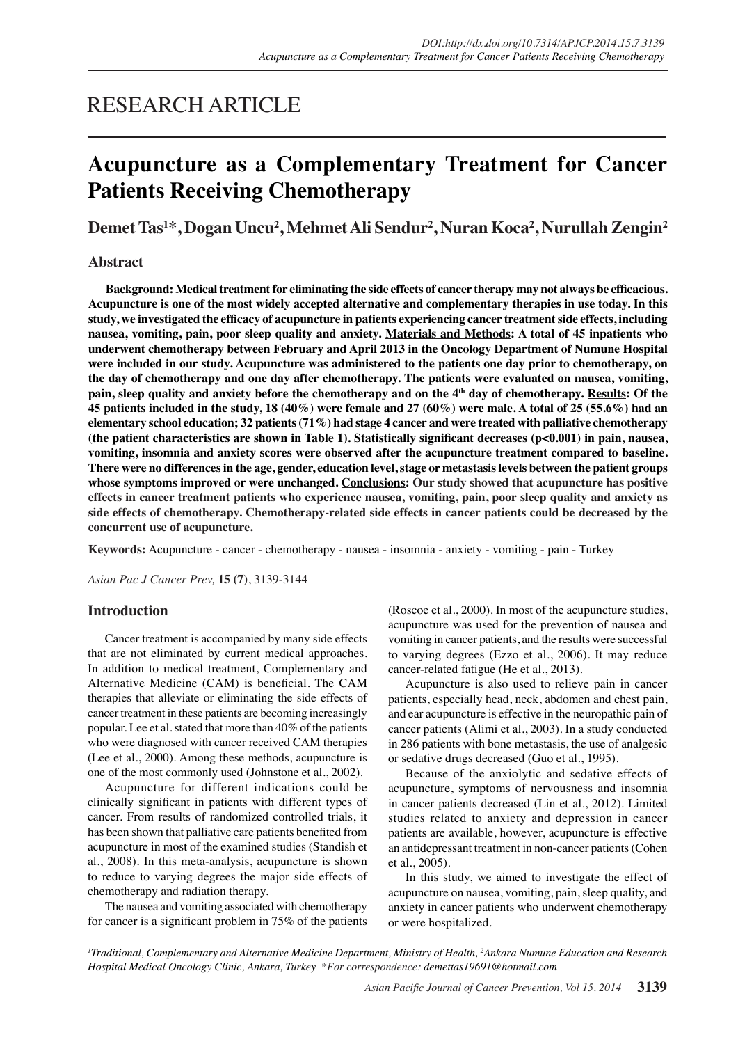RESEARCH ARTICLE

# Acupuncture as a Complementary Treatment for Cancer Patients Receiving Chemotherapy

**Demet Tas[1]*, Dogan Uncu[2], Mehmet Ali Sendur[2], Nuran Koca[2], Nurullah Zengin[2]**

## Abstract

**Background: Medical treatment for eliminating the side effects of cancer therapy may not always be efficacious. Acupuncture is one of the most widely accepted alternative and complementary therapies in use today. In this study, we investigated the efficacy of acupuncture in patients experiencing cancer treatment side effects, including nausea, vomiting, pain, poor sleep quality and anxiety. Materials and Methods: A total of 45 inpatients who underwent chemotherapy between February and April 2013 in the Oncology Department of Numune Hospital were included in our study. Acupuncture was administered to the patients one day prior to chemotherapy, on the day of chemotherapy and one day after chemotherapy. The patients were evaluated on nausea, vomiting, pain, sleep quality and anxiety before the chemotherapy and on the 4th day of chemotherapy. Results: Of the 45 patients included in the study, 18 (40%) were female and 27 (60%) were male. A total of 25 (55.6%) had an elementary school education; 32 patients (71%) had stage 4 cancer and were treated with palliative chemotherapy (the patient characteristics are shown in Table 1). Statistically significant decreases ($p<0.001$) in pain, nausea, vomiting, insomnia and anxiety scores were observed after the acupuncture treatment compared to baseline. There were no differences in the age, gender, education level, stage or metastasis levels between the patient groups whose symptoms improved or were unchanged. Conclusions: Our study showed that acupuncture has positive effects in cancer treatment patients who experience nausea, vomiting, pain, poor sleep quality and anxiety as side effects of chemotherapy. Chemotherapy-related side effects in cancer patients could be decreased by the concurrent use of acupuncture.**

**Keywords:** Acupuncture - cancer - chemotherapy - nausea - insomnia - anxiety - vomiting - pain - Turkey

## Introduction

Cancer treatment is accompanied by many side effects that are not eliminated by current medical approaches. In addition to medical treatment, Complementary and Alternative Medicine (CAM) is beneficial. The CAM therapies that alleviate or eliminating the side effects of cancer treatment in these patients are becoming increasingly popular. Lee et al. stated that more than 40% of the patients who were diagnosed with cancer received CAM therapies (Lee et al., 2000). Among these methods, acupuncture is one of the most commonly used (Johnstone et al., 2002).

Acupuncture for different indications could be clinically significant in patients with different types of cancer. From results of randomized controlled trials, it has been shown that palliative care patients benefited from acupuncture in most of the examined studies (Standish et al., 2008). In this meta-analysis, acupuncture is shown to reduce to varying degrees the major side effects of chemotherapy and radiation therapy.

The nausea and vomiting associated with chemotherapy for cancer is a significant problem in 75% of the patients (Roscoe et al., 2000). In most of the acupuncture studies, acupuncture was used for the prevention of nausea and vomiting in cancer patients, and the results were successful to varying degrees (Ezzo et al., 2006). It may reduce cancer-related fatigue (He et al., 2013).

Acupuncture is also used to relieve pain in cancer patients, especially head, neck, abdomen and chest pain, and ear acupuncture is effective in the neuropathic pain of cancer patients (Alimi et al., 2003). In a study conducted in 286 patients with bone metastasis, the use of analgesic or sedative drugs decreased (Guo et al., 1995).

Because of the anxiolytic and sedative effects of acupuncture, symptoms of nervousness and insomnia in cancer patients decreased (Lin et al., 2012). Limited studies related to anxiety and depression in cancer patients are available, however, acupuncture is effective an antidepressant treatment in non-cancer patients (Cohen et al., 2005).

In this study, we aimed to investigate the effect of acupuncture on nausea, vomiting, pain, sleep quality, and anxiety in cancer patients who underwent chemotherapy or were hospitalized.

*[1]Traditional, Complementary and Alternative Medicine Department, Ministry of Health, [2]Ankara Numune Education and Research Hospital Medical Oncology Clinic, Ankara, Turkey \*For correspondence: demettas19691@hotmail.com*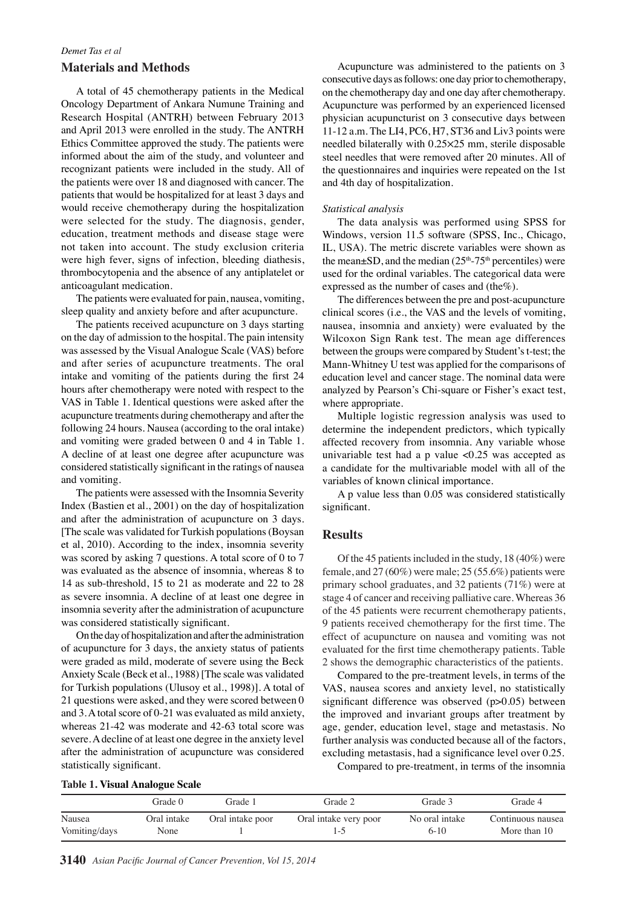## Materials and Methods

A total of 45 chemotherapy patients in the Medical Oncology Department of Ankara Numune Training and Research Hospital (ANTRH) between February 2013 and April 2013 were enrolled in the study. The ANTRH Ethics Committee approved the study. The patients were informed about the aim of the study, and volunteer and recognizant patients were included in the study. All of the patients were over 18 and diagnosed with cancer. The patients that would be hospitalized for at least 3 days and would receive chemotherapy during the hospitalization were selected for the study. The diagnosis, gender, education, treatment methods and disease stage were not taken into account. The study exclusion criteria were high fever, signs of infection, bleeding diathesis, thrombocytopenia and the absence of any antiplatelet or anticoagulant medication.

The patients were evaluated for pain, nausea, vomiting, sleep quality and anxiety before and after acupuncture.

The patients received acupuncture on 3 days starting on the day of admission to the hospital. The pain intensity was assessed by the Visual Analogue Scale (VAS) before and after series of acupuncture treatments. The oral intake and vomiting of the patients during the first 24 hours after chemotherapy were noted with respect to the VAS in Table 1. Identical questions were asked after the acupuncture treatments during chemotherapy and after the following 24 hours. Nausea (according to the oral intake) and vomiting were graded between 0 and 4 in Table 1. A decline of at least one degree after acupuncture was considered statistically significant in the ratings of nausea and vomiting.

The patients were assessed with the Insomnia Severity Index (Bastien et al., 2001) on the day of hospitalization and after the administration of acupuncture on 3 days. [The scale was validated for Turkish populations (Boysan et al, 2010). According to the index, insomnia severity was scored by asking 7 questions. A total score of 0 to 7 was evaluated as the absence of insomnia, whereas 8 to 14 as sub-threshold, 15 to 21 as moderate and 22 to 28 as severe insomnia. A decline of at least one degree in insomnia severity after the administration of acupuncture was considered statistically significant.

On the day of hospitalization and after the administration of acupuncture for 3 days, the anxiety status of patients were graded as mild, moderate of severe using the Beck Anxiety Scale (Beck et al., 1988) [The scale was validated for Turkish populations (Ulusoy et al., 1998)]. A total of 21 questions were asked, and they were scored between 0 and 3. A total score of 0-21 was evaluated as mild anxiety, whereas 21-42 was moderate and 42-63 total score was severe. A decline of at least one degree in the anxiety level after the administration of acupuncture was considered statistically significant.

Acupuncture was administered to the patients on 3 consecutive days as follows: one day prior to chemotherapy, on the chemotherapy day and one day after chemotherapy. Acupuncture was performed by an experienced licensed physician acupuncturist on 3 consecutive days between 11-12 a.m. The LI4, PC6, H7, ST36 and Liv3 points were needled bilaterally with 0.25×25 mm, sterile disposable steel needles that were removed after 20 minutes. All of the questionnaires and inquiries were repeated on the 1st and 4th day of hospitalization.

### *Statistical analysis*

The data analysis was performed using SPSS for Windows, version 11.5 software (SPSS, Inc., Chicago, IL, USA). The metric discrete variables were shown as the mean±SD, and the median ($25^{th}$-$75^{th}$ percentiles) were used for the ordinal variables. The categorical data were expressed as the number of cases and (the%).

The differences between the pre and post-acupuncture clinical scores (i.e., the VAS and the levels of vomiting, nausea, insomnia and anxiety) were evaluated by the Wilcoxon Sign Rank test. The mean age differences between the groups were compared by Student's t-test; the Mann-Whitney U test was applied for the comparisons of education level and cancer stage. The nominal data were analyzed by Pearson's Chi-square or Fisher's exact test, where appropriate.

Multiple logistic regression analysis was used to determine the independent predictors, which typically affected recovery from insomnia. Any variable whose univariable test had a p value <0.25 was accepted as a candidate for the multivariable model with all of the variables of known clinical importance.

A p value less than 0.05 was considered statistically significant.

## Results

Of the 45 patients included in the study, 18 (40%) were female, and 27 (60%) were male; 25 (55.6%) patients were primary school graduates, and 32 patients (71%) were at stage 4 of cancer and receiving palliative care. Whereas 36 of the 45 patients were recurrent chemotherapy patients, 9 patients received chemotherapy for the first time. The effect of acupuncture on nausea and vomiting was not evaluated for the first time chemotherapy patients. Table 2 shows the demographic characteristics of the patients.

Compared to the pre-treatment levels, in terms of the VAS, nausea scores and anxiety level, no statistically significant difference was observed (p>0.05) between the improved and invariant groups after treatment by age, gender, education level, stage and metastasis. No further analysis was conducted because all of the factors, excluding metastasis, had a significance level over 0.25.

Compared to pre-treatment, in terms of the insomnia

**Table 1. Visual Analogue Scale**

| | Grade 0 | Grade 1 | Grade 2 | Grade 3 | Grade 4 |
|---|---|---|---|---|---|
| Nausea | Oral intake | Oral intake poor | Oral intake very poor | No oral intake | Continuous nausea |
| Vomiting/days | None | 1 | 1-5 | 6-10 | More than 10 |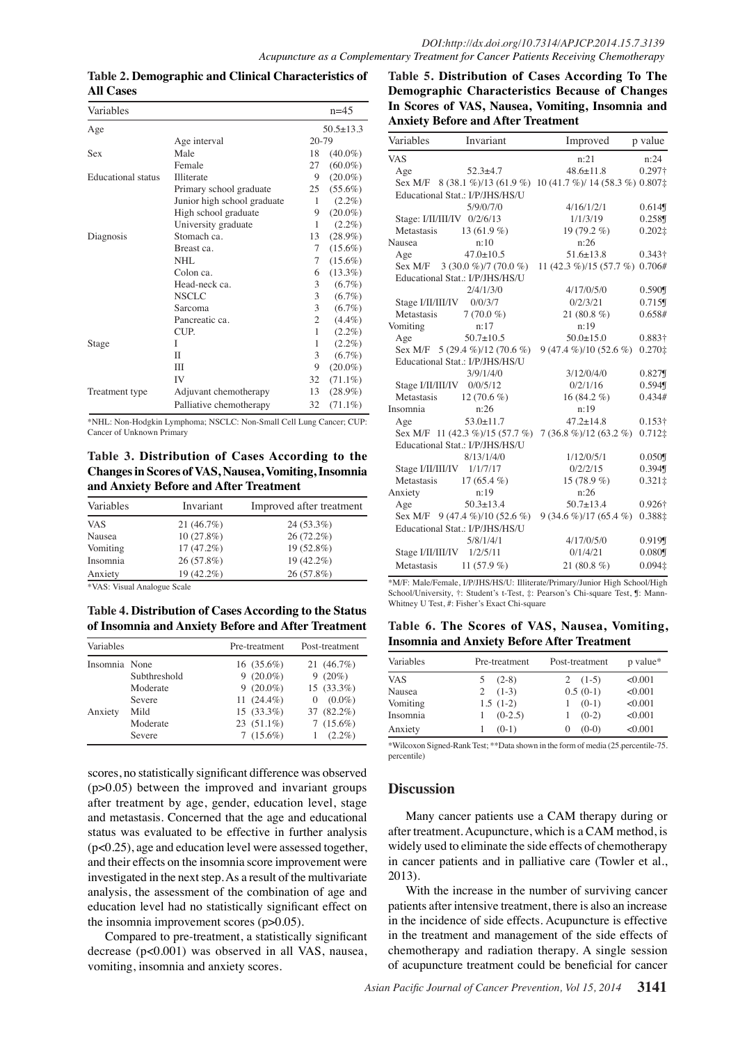**Table 2. Demographic and Clinical Characteristics of All Cases**

| Variables | | n=45 | |
|---|---|---|---|
| Age | | 50.5±13.3 | |
| | Age interval | 20-79 | |
| Sex | Male | 18 | (40.0%) |
| | Female | 27 | (60.0%) |
| Educational status | Illiterate | 9 | (20.0%) |
| | Primary school graduate | 25 | (55.6%) |
| | Junior high school graduate | 1 | (2.2%) |
| | High school graduate | 9 | (20.0%) |
| | University graduate | 1 | (2.2%) |
| Diagnosis | Stomach ca. | 13 | (28.9%) |
| | Breast ca. | 7 | (15.6%) |
| | NHL | 7 | (15.6%) |
| | Colon ca. | 6 | (13.3%) |
| | Head-neck ca. | 3 | (6.7%) |
| | NSCLC | 3 | (6.7%) |
| | Sarcoma | 3 | (6.7%) |
| | Pancreatic ca. | 2 | (4.4%) |
| | CUP. | 1 | (2.2%) |
| Stage | I | 1 | (2.2%) |
| | II | 3 | (6.7%) |
| | III | 9 | (20.0%) |
| | IV | 32 | (71.1%) |
| Treatment type | Adjuvant chemotherapy | 13 | (28.9%) |
| | Palliative chemotherapy | 32 | (71.1%) |

*NHL: Non-Hodgkin Lymphoma; NSCLC: Non-Small Cell Lung Cancer; CUP: Cancer of Unknown Primary

**Table 3. Distribution of Cases According to the Changes in Scores of VAS, Nausea, Vomiting, Insomnia and Anxiety Before and After Treatment**

| Variables | Invariant | Improved after treatment |
|---|---|---|
| VAS | 21 (46.7%) | 24 (53.3%) |
| Nausea | 10 (27.8%) | 26 (72.2%) |
| Vomiting | 17 (47.2%) | 19 (52.8%) |
| Insomnia | 26 (57.8%) | 19 (42.2%) |
| Anxiety | 19 (42.2%) | 26 (57.8%) |

*VAS: Visual Analogue Scale

**Table 4. Distribution of Cases According to the Status of Insomnia and Anxiety Before and After Treatment**

| Variables | | Pre-treatment | Post-treatment |
|---|---|---|---|
| Insomnia | None | 16 (35.6%) | 21 (46.7%) |
| | Subthreshold | 9 (20.0%) | 9 (20%) |
| | Moderate | 9 (20.0%) | 15 (33.3%) |
| | Severe | 11 (24.4%) | 0 (0.0%) |
| Anxiety | Mild | 15 (33.3%) | 37 (82.2%) |
| | Moderate | 23 (51.1%) | 7 (15.6%) |
| | Severe | 7 (15.6%) | 1 (2.2%) |

scores, no statistically significant difference was observed ($p>0.05$) between the improved and invariant groups after treatment by age, gender, education level, stage and metastasis. Concerned that the age and educational status was evaluated to be effective in further analysis ($p<0.25$), age and education level were assessed together, and their effects on the insomnia score improvement were investigated in the next step. As a result of the multivariate analysis, the assessment of the combination of age and education level had no statistically significant effect on the insomnia improvement scores ($p>0.05$).

Compared to pre-treatment, a statistically significant decrease ($p<0.001$) was observed in all VAS, nausea, vomiting, insomnia and anxiety scores.

**Table 5. Distribution of Cases According To The Demographic Characteristics Because of Changes In Scores of VAS, Nausea, Vomiting, Insomnia and Anxiety Before and After Treatment**

| Variables | Invariant | Improved | p value |
|---|---|---|---|
| VAS | n:21 | n:24 | |
| Age | 52.3±4.7 | 48.6±11.8 | 0.297† |
| Sex M/F | 8 (38.1 %)/13 (61.9 %) | 10 (41.7 %)/ 14 (58.3 %) | 0.807‡ |
| Educational Stat.: I/P/JHS/HS/U | 5/9/0/7/0 | 4/16/1/2/1 | 0.614¶ |
| Stage: I/II/III/IV | 0/2/6/13 | 1/1/3/19 | 0.258¶ |
| Metastasis | 13 (61.9 %) | 19 (79.2 %) | 0.202‡ |
| Nausea | n:10 | n:26 | |
| Age | 47.0±10.5 | 51.6±13.8 | 0.343† |
| Sex M/F | 3 (30.0 %)/7 (70.0 %) | 11 (42.3 %)/15 (57.7 %) | 0.706# |
| Educational Stat.: I/P/JHS/HS/U | 2/4/1/3/0 | 4/17/0/5/0 | 0.590¶ |
| Stage I/II/III/IV | 0/0/3/7 | 0/2/3/21 | 0.715¶ |
| Metastasis | 7 (70.0 %) | 21 (80.8 %) | 0.658# |
| Vomiting | n:17 | n:19 | |
| Age | 50.7±10.5 | 50.0±15.0 | 0.883† |
| Sex M/F | 5 (29.4 %)/12 (70.6 %) | 9 (47.4 %)/10 (52.6 %) | 0.270‡ |
| Educational Stat.: I/P/JHS/HS/U | 3/9/1/4/0 | 3/12/0/4/0 | 0.827¶ |
| Stage I/II/III/IV | 0/0/5/12 | 0/2/1/16 | 0.594¶ |
| Metastasis | 12 (70.6 %) | 16 (84.2 %) | 0.434# |
| Insomnia | n:26 | n:19 | |
| Age | 53.0±11.7 | 47.2±14.8 | 0.153† |
| Sex M/F | 11 (42.3 %)/15 (57.7 %) | 7 (36.8 %)/12 (63.2 %) | 0.712‡ |
| Educational Stat.: I/P/JHS/HS/U | 8/13/1/4/0 | 1/12/0/5/1 | 0.050¶ |
| Stage I/II/III/IV | 1/1/7/17 | 0/2/2/15 | 0.394¶ |
| Metastasis | 17 (65.4 %) | 15 (78.9 %) | 0.321‡ |
| Anxiety | n:19 | n:26 | |
| Age | 50.3±13.4 | 50.7±13.4 | 0.926† |
| Sex M/F | 9 (47.4 %)/10 (52.6 %) | 9 (34.6 %)/17 (65.4 %) | 0.388‡ |
| Educational Stat.: I/P/JHS/HS/U | 5/8/1/4/1 | 4/17/0/5/0 | 0.919¶ |
| Stage I/II/III/IV | 1/2/5/11 | 0/1/4/21 | 0.080¶ |
| Metastasis | 11 (57.9 %) | 21 (80.8 %) | 0.094‡ |

*M/F: Male/Female, I/P/JHS/HS/U: Illiterate/Primary/Junior High School/High School/University, †: Student's t-Test, ‡: Pearson's Chi-square Test, ¶: Mann-Whitney U Test, #: Fisher's Exact Chi-square

**Table 6. The Scores of VAS, Nausea, Vomiting, Insomnia and Anxiety Before After Treatment**

| Variables | Pre-treatment | Post-treatment | p value* |
|---|---|---|---|
| VAS | 5 (2-8) | 2 (1-5) | <0.001 |
| Nausea | 2 (1-3) | 0.5 (0-1) | <0.001 |
| Vomiting | 1.5 (1-2) | 1 (0-1) | <0.001 |
| Insomnia | 1 (0-2.5) | 1 (0-2) | <0.001 |
| Anxiety | 1 (0-1) | 0 (0-0) | <0.001 |

*Wilcoxon Signed-Rank Test; **Data shown in the form of media (25.percentile-75. percentile)

## Discussion

Many cancer patients use a CAM therapy during or after treatment. Acupuncture, which is a CAM method, is widely used to eliminate the side effects of chemotherapy in cancer patients and in palliative care (Towler et al., 2013).

With the increase in the number of surviving cancer patients after intensive treatment, there is also an increase in the incidence of side effects. Acupuncture is effective in the treatment and management of the side effects of chemotherapy and radiation therapy. A single session of acupuncture treatment could be beneficial for cancer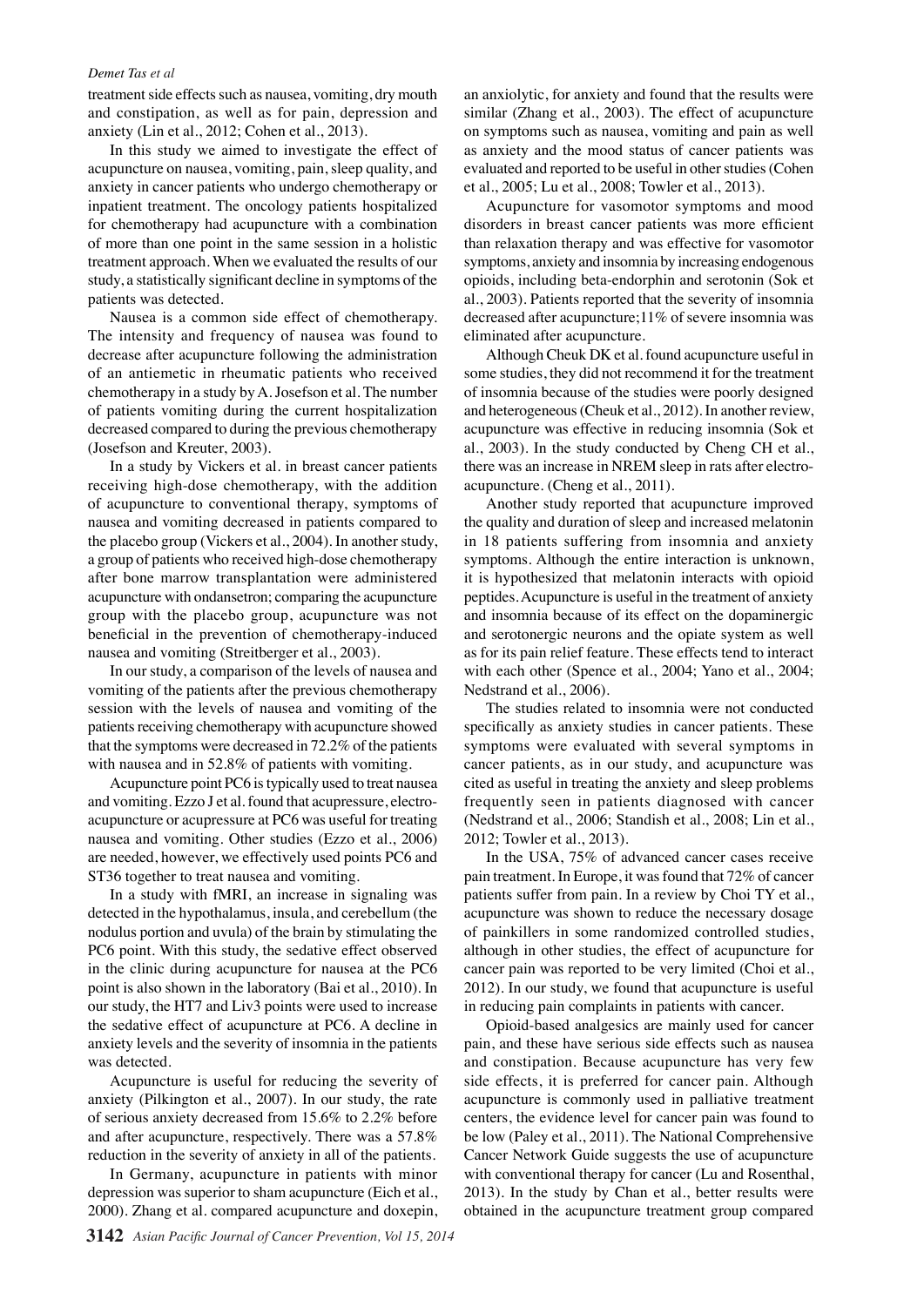treatment side effects such as nausea, vomiting, dry mouth and constipation, as well as for pain, depression and anxiety (Lin et al., 2012; Cohen et al., 2013).

In this study we aimed to investigate the effect of acupuncture on nausea, vomiting, pain, sleep quality, and anxiety in cancer patients who undergo chemotherapy or inpatient treatment. The oncology patients hospitalized for chemotherapy had acupuncture with a combination of more than one point in the same session in a holistic treatment approach. When we evaluated the results of our study, a statistically significant decline in symptoms of the patients was detected.

Nausea is a common side effect of chemotherapy. The intensity and frequency of nausea was found to decrease after acupuncture following the administration of an antiemetic in rheumatic patients who received chemotherapy in a study by A. Josefson et al. The number of patients vomiting during the current hospitalization decreased compared to during the previous chemotherapy (Josefson and Kreuter, 2003).

In a study by Vickers et al. in breast cancer patients receiving high-dose chemotherapy, with the addition of acupuncture to conventional therapy, symptoms of nausea and vomiting decreased in patients compared to the placebo group (Vickers et al., 2004). In another study, a group of patients who received high-dose chemotherapy after bone marrow transplantation were administered acupuncture with ondansetron; comparing the acupuncture group with the placebo group, acupuncture was not beneficial in the prevention of chemotherapy-induced nausea and vomiting (Streitberger et al., 2003).

In our study, a comparison of the levels of nausea and vomiting of the patients after the previous chemotherapy session with the levels of nausea and vomiting of the patients receiving chemotherapy with acupuncture showed that the symptoms were decreased in 72.2% of the patients with nausea and in 52.8% of patients with vomiting.

Acupuncture point PC6 is typically used to treat nausea and vomiting. Ezzo J et al. found that acupressure, electro-acupuncture or acupressure at PC6 was useful for treating nausea and vomiting. Other studies (Ezzo et al., 2006) are needed, however, we effectively used points PC6 and ST36 together to treat nausea and vomiting.

In a study with fMRI, an increase in signaling was detected in the hypothalamus, insula, and cerebellum (the nodulus portion and uvula) of the brain by stimulating the PC6 point. With this study, the sedative effect observed in the clinic during acupuncture for nausea at the PC6 point is also shown in the laboratory (Bai et al., 2010). In our study, the HT7 and Liv3 points were used to increase the sedative effect of acupuncture at PC6. A decline in anxiety levels and the severity of insomnia in the patients was detected.

Acupuncture is useful for reducing the severity of anxiety (Pilkington et al., 2007). In our study, the rate of serious anxiety decreased from 15.6% to 2.2% before and after acupuncture, respectively. There was a 57.8% reduction in the severity of anxiety in all of the patients.

In Germany, acupuncture in patients with minor depression was superior to sham acupuncture (Eich et al., 2000). Zhang et al. compared acupuncture and doxepin, an anxiolytic, for anxiety and found that the results were similar (Zhang et al., 2003). The effect of acupuncture on symptoms such as nausea, vomiting and pain as well as anxiety and the mood status of cancer patients was evaluated and reported to be useful in other studies (Cohen et al., 2005; Lu et al., 2008; Towler et al., 2013).

Acupuncture for vasomotor symptoms and mood disorders in breast cancer patients was more efficient than relaxation therapy and was effective for vasomotor symptoms, anxiety and insomnia by increasing endogenous opioids, including beta-endorphin and serotonin (Sok et al., 2003). Patients reported that the severity of insomnia decreased after acupuncture;11% of severe insomnia was eliminated after acupuncture.

Although Cheuk DK et al. found acupuncture useful in some studies, they did not recommend it for the treatment of insomnia because of the studies were poorly designed and heterogeneous (Cheuk et al., 2012). In another review, acupuncture was effective in reducing insomnia (Sok et al., 2003). In the study conducted by Cheng CH et al., there was an increase in NREM sleep in rats after electro-acupuncture. (Cheng et al., 2011).

Another study reported that acupuncture improved the quality and duration of sleep and increased melatonin in 18 patients suffering from insomnia and anxiety symptoms. Although the entire interaction is unknown, it is hypothesized that melatonin interacts with opioid peptides. Acupuncture is useful in the treatment of anxiety and insomnia because of its effect on the dopaminergic and serotonergic neurons and the opiate system as well as for its pain relief feature. These effects tend to interact with each other (Spence et al., 2004; Yano et al., 2004; Nedstrand et al., 2006).

The studies related to insomnia were not conducted specifically as anxiety studies in cancer patients. These symptoms were evaluated with several symptoms in cancer patients, as in our study, and acupuncture was cited as useful in treating the anxiety and sleep problems frequently seen in patients diagnosed with cancer (Nedstrand et al., 2006; Standish et al., 2008; Lin et al., 2012; Towler et al., 2013).

In the USA, 75% of advanced cancer cases receive pain treatment. In Europe, it was found that 72% of cancer patients suffer from pain. In a review by Choi TY et al., acupuncture was shown to reduce the necessary dosage of painkillers in some randomized controlled studies, although in other studies, the effect of acupuncture for cancer pain was reported to be very limited (Choi et al., 2012). In our study, we found that acupuncture is useful in reducing pain complaints in patients with cancer.

Opioid-based analgesics are mainly used for cancer pain, and these have serious side effects such as nausea and constipation. Because acupuncture has very few side effects, it is preferred for cancer pain. Although acupuncture is commonly used in palliative treatment centers, the evidence level for cancer pain was found to be low (Paley et al., 2011). The National Comprehensive Cancer Network Guide suggests the use of acupuncture with conventional therapy for cancer (Lu and Rosenthal, 2013). In the study by Chan et al., better results were obtained in the acupuncture treatment group compared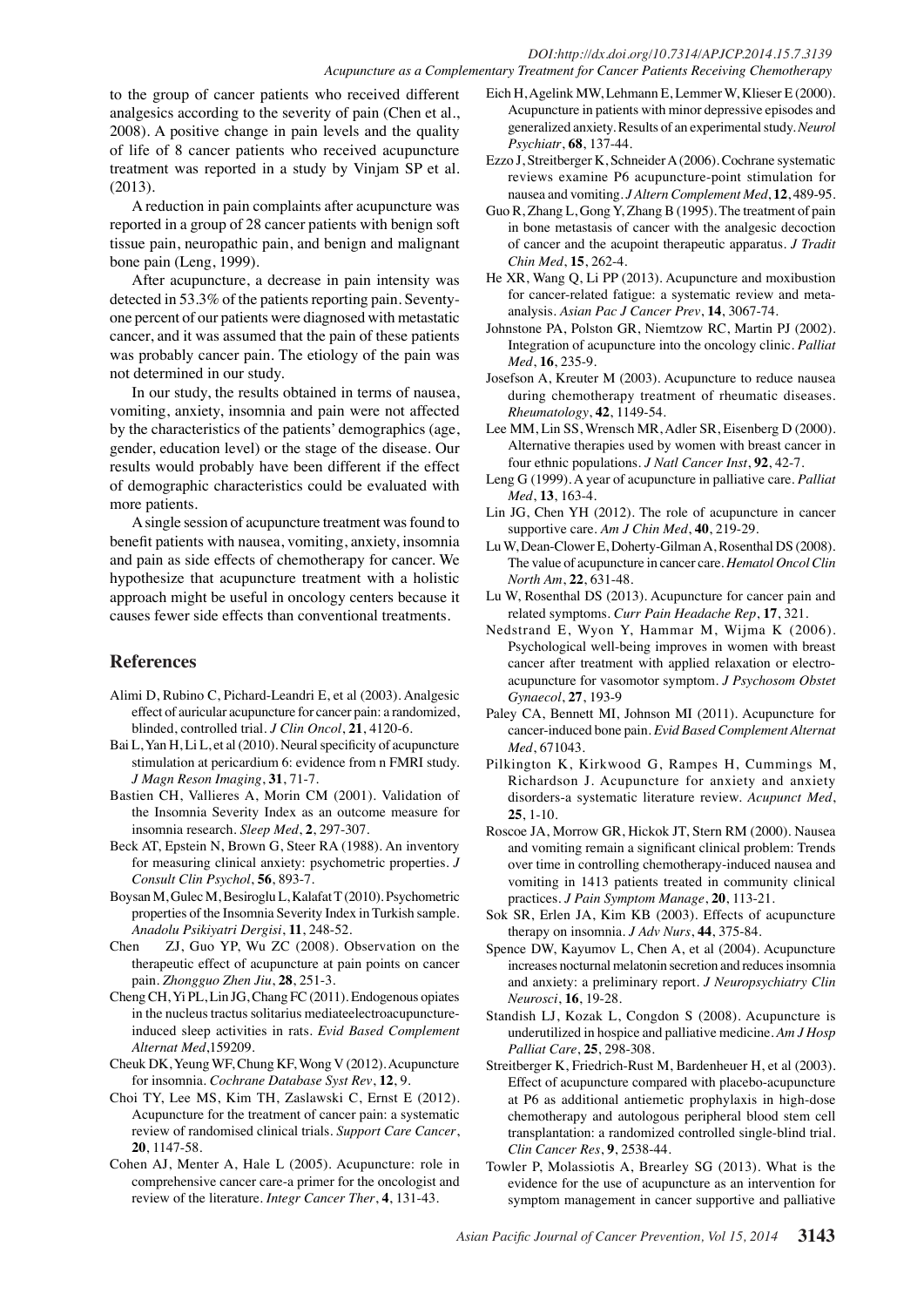to the group of cancer patients who received different analgesics according to the severity of pain (Chen et al., 2008). A positive change in pain levels and the quality of life of 8 cancer patients who received acupuncture treatment was reported in a study by Vinjam SP et al. (2013).

A reduction in pain complaints after acupuncture was reported in a group of 28 cancer patients with benign soft tissue pain, neuropathic pain, and benign and malignant bone pain (Leng, 1999).

After acupuncture, a decrease in pain intensity was detected in 53.3% of the patients reporting pain. Seventy-one percent of our patients were diagnosed with metastatic cancer, and it was assumed that the pain of these patients was probably cancer pain. The etiology of the pain was not determined in our study.

In our study, the results obtained in terms of nausea, vomiting, anxiety, insomnia and pain were not affected by the characteristics of the patients' demographics (age, gender, education level) or the stage of the disease. Our results would probably have been different if the effect of demographic characteristics could be evaluated with more patients.

A single session of acupuncture treatment was found to benefit patients with nausea, vomiting, anxiety, insomnia and pain as side effects of chemotherapy for cancer. We hypothesize that acupuncture treatment with a holistic approach might be useful in oncology centers because it causes fewer side effects than conventional treatments.

## References

Alimi D, Rubino C, Pichard-Leandri E, et al (2003). Analgesic effect of auricular acupuncture for cancer pain: a randomized, blinded, controlled trial. *J Clin Oncol*, **21**, 4120-6.

Bai L, Yan H, Li L, et al (2010). Neural specificity of acupuncture stimulation at pericardium 6: evidence from n FMRI study. *J Magn Reson Imaging*, **31**, 71-7.

Bastien CH, Vallieres A, Morin CM (2001). Validation of the Insomnia Severity Index as an outcome measure for insomnia research. *Sleep Med*, **2**, 297-307.

Beck AT, Epstein N, Brown G, Steer RA (1988). An inventory for measuring clinical anxiety: psychometric properties. *J Consult Clin Psychol*, **56**, 893-7.

Boysan M, Gulec M, Besiroglu L, Kalafat T (2010). Psychometric properties of the Insomnia Severity Index in Turkish sample. *Anadolu Psikiyatri Dergisi*, **11**, 248-52.

Chen ZJ, Guo YP, Wu ZC (2008). Observation on the therapeutic effect of acupuncture at pain points on cancer pain. *Zhongguo Zhen Jiu*, **28**, 251-3.

Cheng CH, Yi PL, Lin JG, Chang FC (2011). Endogenous opiates in the nucleus tractus solitarius mediateelectroacupuncture-induced sleep activities in rats. *Evid Based Complement Alternat Med*,159209.

Cheuk DK, Yeung WF, Chung KF, Wong V (2012). Acupuncture for insomnia. *Cochrane Database Syst Rev*, **12**, 9.

Choi TY, Lee MS, Kim TH, Zaslawski C, Ernst E (2012). Acupuncture for the treatment of cancer pain: a systematic review of randomised clinical trials. *Support Care Cancer*, **20**, 1147-58.

Cohen AJ, Menter A, Hale L (2005). Acupuncture: role in comprehensive cancer care-a primer for the oncologist and review of the literature. *Integr Cancer Ther*, **4**, 131-43.

Eich H, Agelink MW, Lehmann E, Lemmer W, Klieser E (2000). Acupuncture in patients with minor depressive episodes and generalized anxiety. Results of an experimental study. *Neurol Psychiatr*, **68**, 137-44.

Ezzo J, Streitberger K, Schneider A (2006). Cochrane systematic reviews examine P6 acupuncture-point stimulation for nausea and vomiting. *J Altern Complement Med*, **12**, 489-95.

Guo R, Zhang L, Gong Y, Zhang B (1995). The treatment of pain in bone metastasis of cancer with the analgesic decoction of cancer and the acupoint therapeutic apparatus. *J Tradit Chin Med*, **15**, 262-4.

He XR, Wang Q, Li PP (2013). Acupuncture and moxibustion for cancer-related fatigue: a systematic review and meta-analysis. *Asian Pac J Cancer Prev*, **14**, 3067-74.

Johnstone PA, Polston GR, Niemtzow RC, Martin PJ (2002). Integration of acupuncture into the oncology clinic. *Palliat Med*, **16**, 235-9.

Josefson A, Kreuter M (2003). Acupuncture to reduce nausea during chemotherapy treatment of rheumatic diseases. *Rheumatology*, **42**, 1149-54.

Lee MM, Lin SS, Wrensch MR, Adler SR, Eisenberg D (2000). Alternative therapies used by women with breast cancer in four ethnic populations. *J Natl Cancer Inst*, **92**, 42-7.

Leng G (1999). A year of acupuncture in palliative care. *Palliat Med*, **13**, 163-4.

Lin JG, Chen YH (2012). The role of acupuncture in cancer supportive care. *Am J Chin Med*, **40**, 219-29.

Lu W, Dean-Clower E, Doherty-Gilman A, Rosenthal DS (2008). The value of acupuncture in cancer care. *Hematol Oncol Clin North Am*, **22**, 631-48.

Lu W, Rosenthal DS (2013). Acupuncture for cancer pain and related symptoms. *Curr Pain Headache Rep*, **17**, 321.

Nedstrand E, Wyon Y, Hammar M, Wijma K (2006). Psychological well-being improves in women with breast cancer after treatment with applied relaxation or electro-acupuncture for vasomotor symptom. *J Psychosom Obstet Gynaecol*, **27**, 193-9

Paley CA, Bennett MI, Johnson MI (2011). Acupuncture for cancer-induced bone pain. *Evid Based Complement Alternat Med*, 671043.

Pilkington K, Kirkwood G, Rampes H, Cummings M, Richardson J. Acupuncture for anxiety and anxiety disorders-a systematic literature review. *Acupunct Med*, **25**, 1-10.

Roscoe JA, Morrow GR, Hickok JT, Stern RM (2000). Nausea and vomiting remain a significant clinical problem: Trends over time in controlling chemotherapy-induced nausea and vomiting in 1413 patients treated in community clinical practices. *J Pain Symptom Manage*, **20**, 113-21.

Sok SR, Erlen JA, Kim KB (2003). Effects of acupuncture therapy on insomnia. *J Adv Nurs*, **44**, 375-84.

Spence DW, Kayumov L, Chen A, et al (2004). Acupuncture increases nocturnal melatonin secretion and reduces insomnia and anxiety: a preliminary report. *J Neuropsychiatry Clin Neurosci*, **16**, 19-28.

Standish LJ, Kozak L, Congdon S (2008). Acupuncture is underutilized in hospice and palliative medicine. *Am J Hosp Palliat Care*, **25**, 298-308.

Streitberger K, Friedrich-Rust M, Bardenheuer H, et al (2003). Effect of acupuncture compared with placebo-acupuncture at P6 as additional antiemetic prophylaxis in high-dose chemotherapy and autologous peripheral blood stem cell transplantation: a randomized controlled single-blind trial. *Clin Cancer Res*, **9**, 2538-44.

Towler P, Molassiotis A, Brearley SG (2013). What is the evidence for the use of acupuncture as an intervention for symptom management in cancer supportive and palliative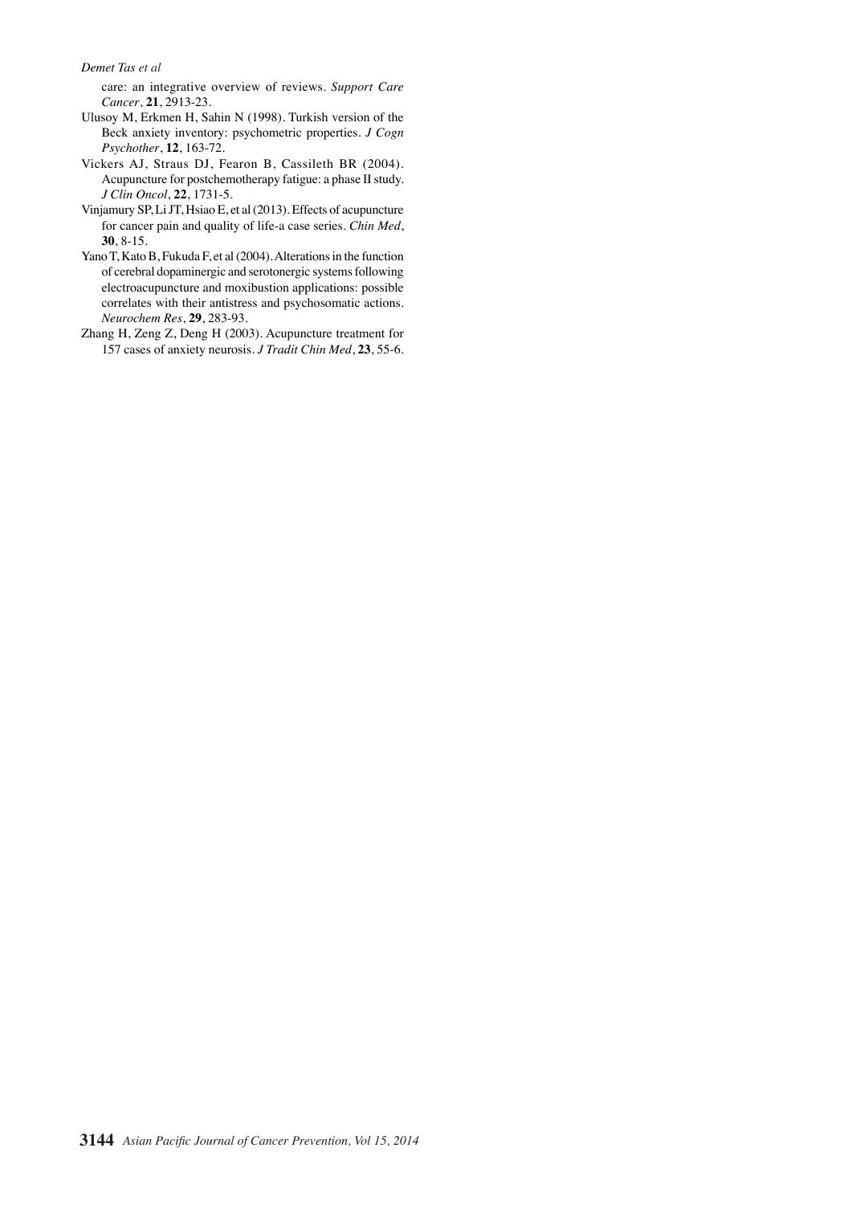care: an integrative overview of reviews. *Support Care Cancer*, **21**, 2913-23.

Ulusoy M, Erkmen H, Sahin N (1998). Turkish version of the Beck anxiety inventory: psychometric properties. *J Cogn Psychother*, **12**, 163-72.

Vickers AJ, Straus DJ, Fearon B, Cassileth BR (2004). Acupuncture for postchemotherapy fatigue: a phase II study. *J Clin Oncol*, **22**, 1731-5.

Vinjamury SP, Li JT, Hsiao E, et al (2013). Effects of acupuncture for cancer pain and quality of life-a case series. *Chin Med*, **30**, 8-15.

Yano T, Kato B, Fukuda F, et al (2004). Alterations in the function of cerebral dopaminergic and serotonergic systems following electroacupuncture and moxibustion applications: possible correlates with their antistress and psychosomatic actions. *Neurochem Res*, **29**, 283-93.

Zhang H, Zeng Z, Deng H (2003). Acupuncture treatment for 157 cases of anxiety neurosis. *J Tradit Chin Med*, **23**, 55-6.